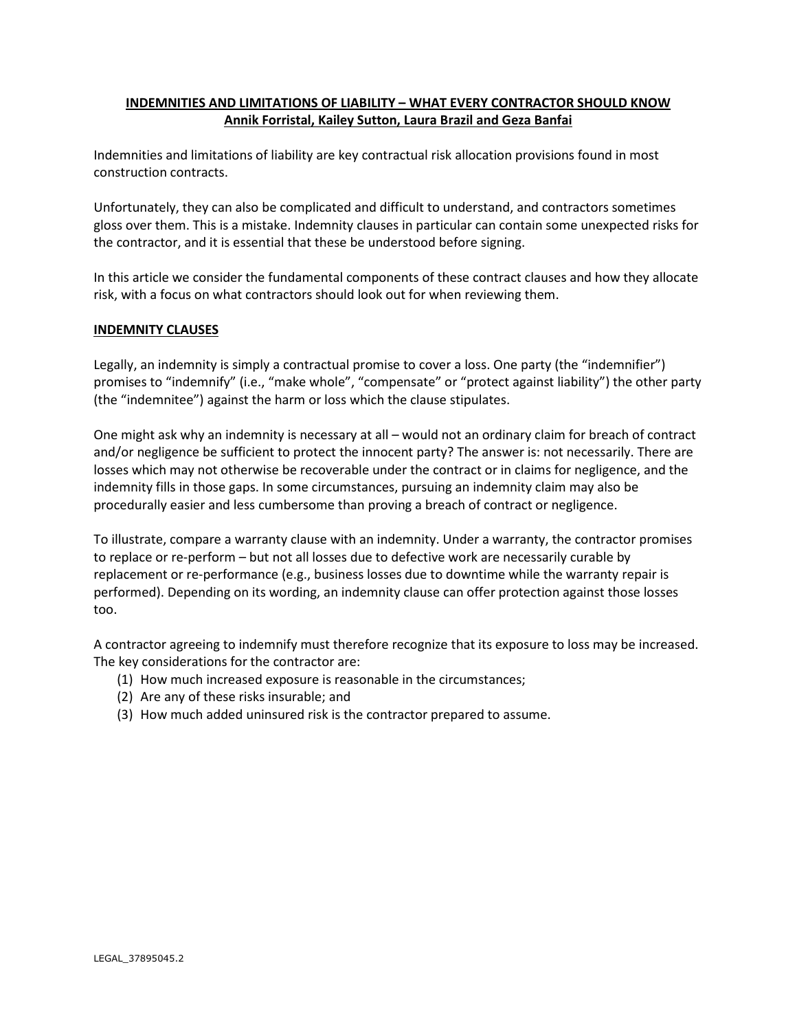# INDEMNITIES AND LIMITATIONS OF LIABILITY – WHAT EVERY CONTRACTOR SHOULD KNOW

**Annik Forristal, Kailey Sutton, Laura Brazil and Geza Banfai**

Indemnities and limitations of liability are key contractual risk allocation provisions found in most construction contracts.

Unfortunately, they can also be complicated and difficult to understand, and contractors sometimes gloss over them. This is a mistake. Indemnity clauses in particular can contain some unexpected risks for the contractor, and it is essential that these be understood before signing.

In this article we consider the fundamental components of these contract clauses and how they allocate risk, with a focus on what contractors should look out for when reviewing them.

## INDEMNITY CLAUSES

Legally, an indemnity is simply a contractual promise to cover a loss. One party (the "indemnifier") promises to "indemnify" (i.e., "make whole", "compensate" or "protect against liability") the other party (the "indemnitee") against the harm or loss which the clause stipulates.

One might ask why an indemnity is necessary at all – would not an ordinary claim for breach of contract and/or negligence be sufficient to protect the innocent party? The answer is: not necessarily. There are losses which may not otherwise be recoverable under the contract or in claims for negligence, and the indemnity fills in those gaps. In some circumstances, pursuing an indemnity claim may also be procedurally easier and less cumbersome than proving a breach of contract or negligence.

To illustrate, compare a warranty clause with an indemnity. Under a warranty, the contractor promises to replace or re-perform – but not all losses due to defective work are necessarily curable by replacement or re-performance (e.g., business losses due to downtime while the warranty repair is performed). Depending on its wording, an indemnity clause can offer protection against those losses too.

A contractor agreeing to indemnify must therefore recognize that its exposure to loss may be increased. The key considerations for the contractor are:

1. How much increased exposure is reasonable in the circumstances;
2. Are any of these risks insurable; and
3. How much added uninsured risk is the contractor prepared to assume.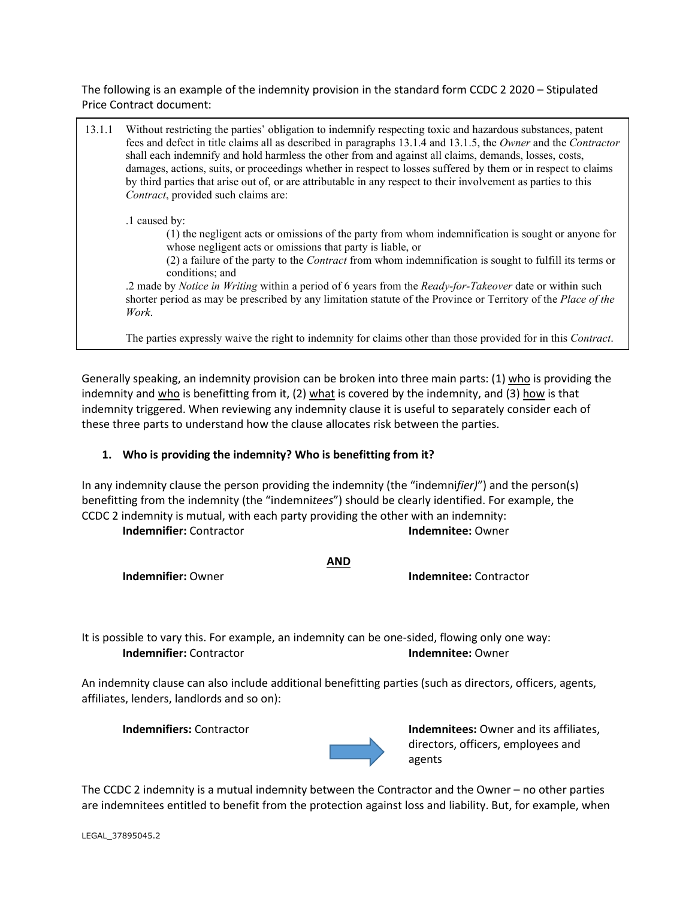The following is an example of the indemnity provision in the standard form CCDC 2 2020 – Stipulated Price Contract document:

> 13.1.1 Without restricting the parties' obligation to indemnify respecting toxic and hazardous substances, patent fees and defect in title claims all as described in paragraphs 13.1.4 and 13.1.5, the *Owner* and the *Contractor* shall each indemnify and hold harmless the other from and against all claims, demands, losses, costs, damages, actions, suits, or proceedings whether in respect to losses suffered by them or in respect to claims by third parties that arise out of, or are attributable in any respect to their involvement as parties to this *Contract*, provided such claims are:
>
> .1 caused by:
>
> (1) the negligent acts or omissions of the party from whom indemnification is sought or anyone for whose negligent acts or omissions that party is liable, or
>
> (2) a failure of the party to the *Contract* from whom indemnification is sought to fulfill its terms or conditions; and
>
> .2 made by *Notice in Writing* within a period of 6 years from the *Ready-for-Takeover* date or within such shorter period as may be prescribed by any limitation statute of the Province or Territory of the *Place of the Work*.
>
> The parties expressly waive the right to indemnity for claims other than those provided for in this *Contract*.

Generally speaking, an indemnity provision can be broken into three main parts: (1) <u>who</u> is providing the indemnity and <u>who</u> is benefitting from it, (2) <u>what</u> is covered by the indemnity, and (3) <u>how</u> is that indemnity triggered. When reviewing any indemnity clause it is useful to separately consider each of these three parts to understand how the clause allocates risk between the parties.

### 1. Who is providing the indemnity? Who is benefitting from it?

In any indemnity clause the person providing the indemnity (the "indemni*fier)*") and the person(s) benefitting from the indemnity (the "indemni*tees*") should be clearly identified. For example, the CCDC 2 indemnity is mutual, with each party providing the other with an indemnity:

**Indemnifier:** Contractor — **Indemnitee:** Owner

**AND**

**Indemnifier:** Owner — **Indemnitee:** Contractor

It is possible to vary this. For example, an indemnity can be one-sided, flowing only one way:

**Indemnifier:** Contractor — **Indemnitee:** Owner

An indemnity clause can also include additional benefitting parties (such as directors, officers, agents, affiliates, lenders, landlords and so on):

**Indemnifiers:** Contractor → **Indemnitees:** Owner and its affiliates, directors, officers, employees and agents

The CCDC 2 indemnity is a mutual indemnity between the Contractor and the Owner – no other parties are indemnitees entitled to benefit from the protection against loss and liability. But, for example, when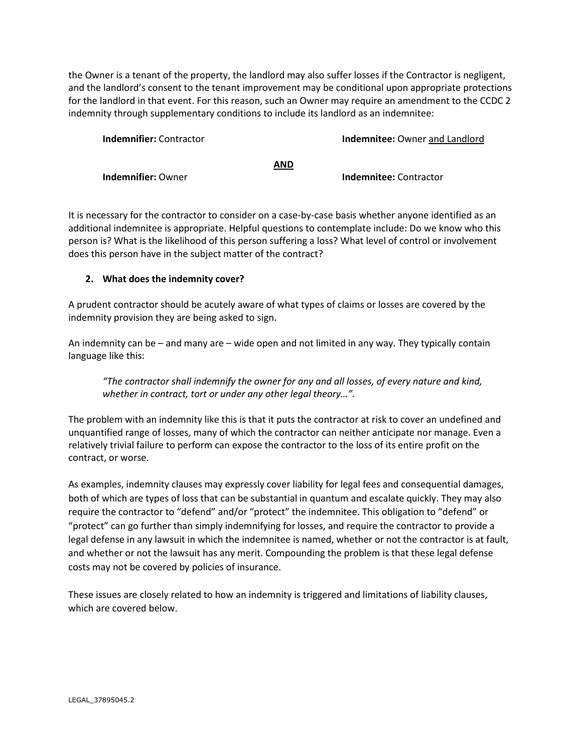the Owner is a tenant of the property, the landlord may also suffer losses if the Contractor is negligent, and the landlord's consent to the tenant improvement may be conditional upon appropriate protections for the landlord in that event. For this reason, such an Owner may require an amendment to the CCDC 2 indemnity through supplementary conditions to include its landlord as an indemnitee:

**Indemnifier:** Contractor    **Indemnitee:** Owner <u>and Landlord</u>

<u>**AND**</u>

**Indemnifier:** Owner    **Indemnitee:** Contractor

It is necessary for the contractor to consider on a case-by-case basis whether anyone identified as an additional indemnitee is appropriate. Helpful questions to contemplate include: Do we know who this person is? What is the likelihood of this person suffering a loss? What level of control or involvement does this person have in the subject matter of the contract?

### 2. What does the indemnity cover?

A prudent contractor should be acutely aware of what types of claims or losses are covered by the indemnity provision they are being asked to sign.

An indemnity can be – and many are – wide open and not limited in any way. They typically contain language like this:

> *"The contractor shall indemnify the owner for any and all losses, of every nature and kind, whether in contract, tort or under any other legal theory…".*

The problem with an indemnity like this is that it puts the contractor at risk to cover an undefined and unquantified range of losses, many of which the contractor can neither anticipate nor manage. Even a relatively trivial failure to perform can expose the contractor to the loss of its entire profit on the contract, or worse.

As examples, indemnity clauses may expressly cover liability for legal fees and consequential damages, both of which are types of loss that can be substantial in quantum and escalate quickly. They may also require the contractor to "defend" and/or "protect" the indemnitee. This obligation to "defend" or "protect" can go further than simply indemnifying for losses, and require the contractor to provide a legal defense in any lawsuit in which the indemnitee is named, whether or not the contractor is at fault, and whether or not the lawsuit has any merit. Compounding the problem is that these legal defense costs may not be covered by policies of insurance.

These issues are closely related to how an indemnity is triggered and limitations of liability clauses, which are covered below.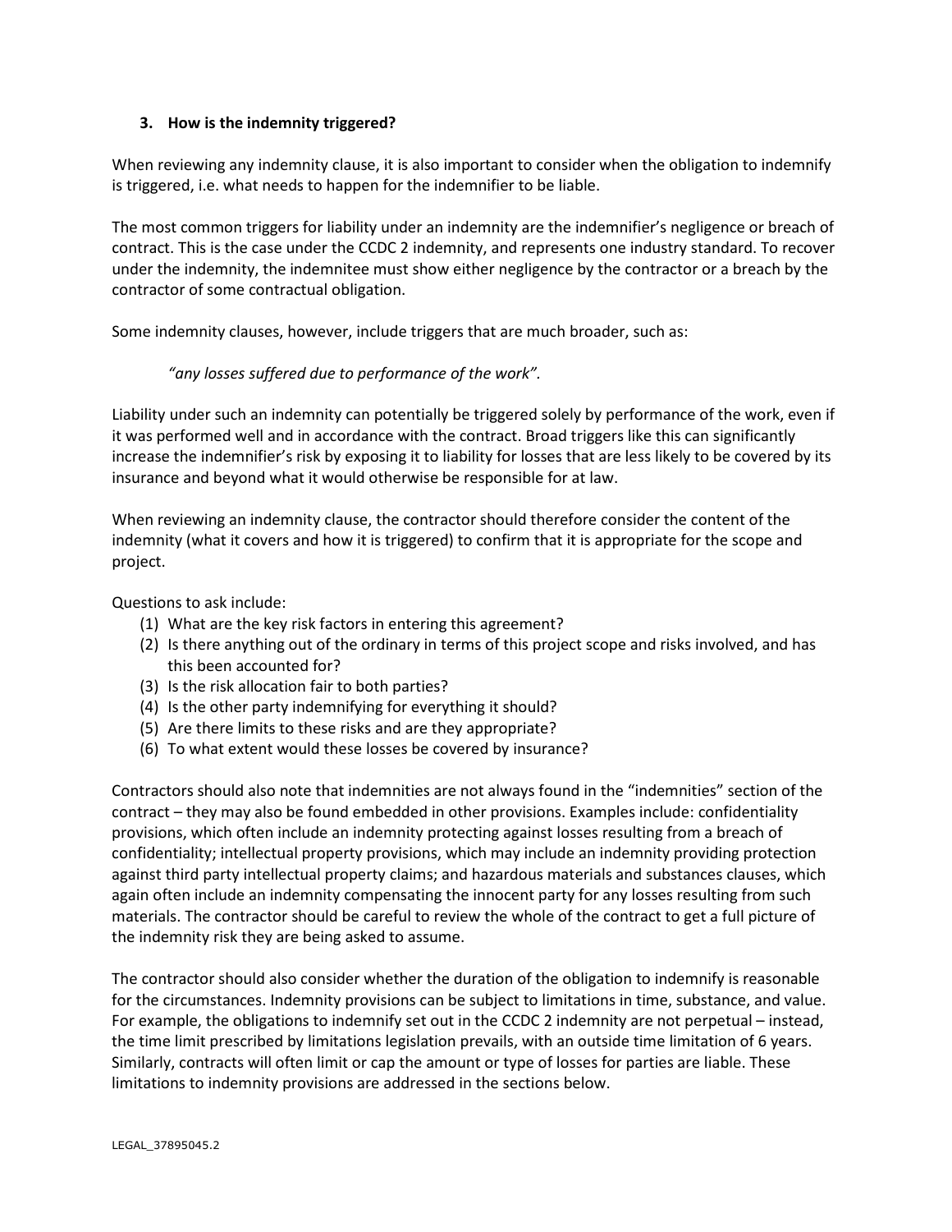### 3. How is the indemnity triggered?

When reviewing any indemnity clause, it is also important to consider when the obligation to indemnify is triggered, i.e. what needs to happen for the indemnifier to be liable.

The most common triggers for liability under an indemnity are the indemnifier's negligence or breach of contract. This is the case under the CCDC 2 indemnity, and represents one industry standard. To recover under the indemnity, the indemnitee must show either negligence by the contractor or a breach by the contractor of some contractual obligation.

Some indemnity clauses, however, include triggers that are much broader, such as:

> *"any losses suffered due to performance of the work".*

Liability under such an indemnity can potentially be triggered solely by performance of the work, even if it was performed well and in accordance with the contract. Broad triggers like this can significantly increase the indemnifier's risk by exposing it to liability for losses that are less likely to be covered by its insurance and beyond what it would otherwise be responsible for at law.

When reviewing an indemnity clause, the contractor should therefore consider the content of the indemnity (what it covers and how it is triggered) to confirm that it is appropriate for the scope and project.

Questions to ask include:

(1) What are the key risk factors in entering this agreement?
(2) Is there anything out of the ordinary in terms of this project scope and risks involved, and has this been accounted for?
(3) Is the risk allocation fair to both parties?
(4) Is the other party indemnifying for everything it should?
(5) Are there limits to these risks and are they appropriate?
(6) To what extent would these losses be covered by insurance?

Contractors should also note that indemnities are not always found in the "indemnities" section of the contract – they may also be found embedded in other provisions. Examples include: confidentiality provisions, which often include an indemnity protecting against losses resulting from a breach of confidentiality; intellectual property provisions, which may include an indemnity providing protection against third party intellectual property claims; and hazardous materials and substances clauses, which again often include an indemnity compensating the innocent party for any losses resulting from such materials. The contractor should be careful to review the whole of the contract to get a full picture of the indemnity risk they are being asked to assume.

The contractor should also consider whether the duration of the obligation to indemnify is reasonable for the circumstances. Indemnity provisions can be subject to limitations in time, substance, and value. For example, the obligations to indemnify set out in the CCDC 2 indemnity are not perpetual – instead, the time limit prescribed by limitations legislation prevails, with an outside time limitation of 6 years. Similarly, contracts will often limit or cap the amount or type of losses for parties are liable. These limitations to indemnity provisions are addressed in the sections below.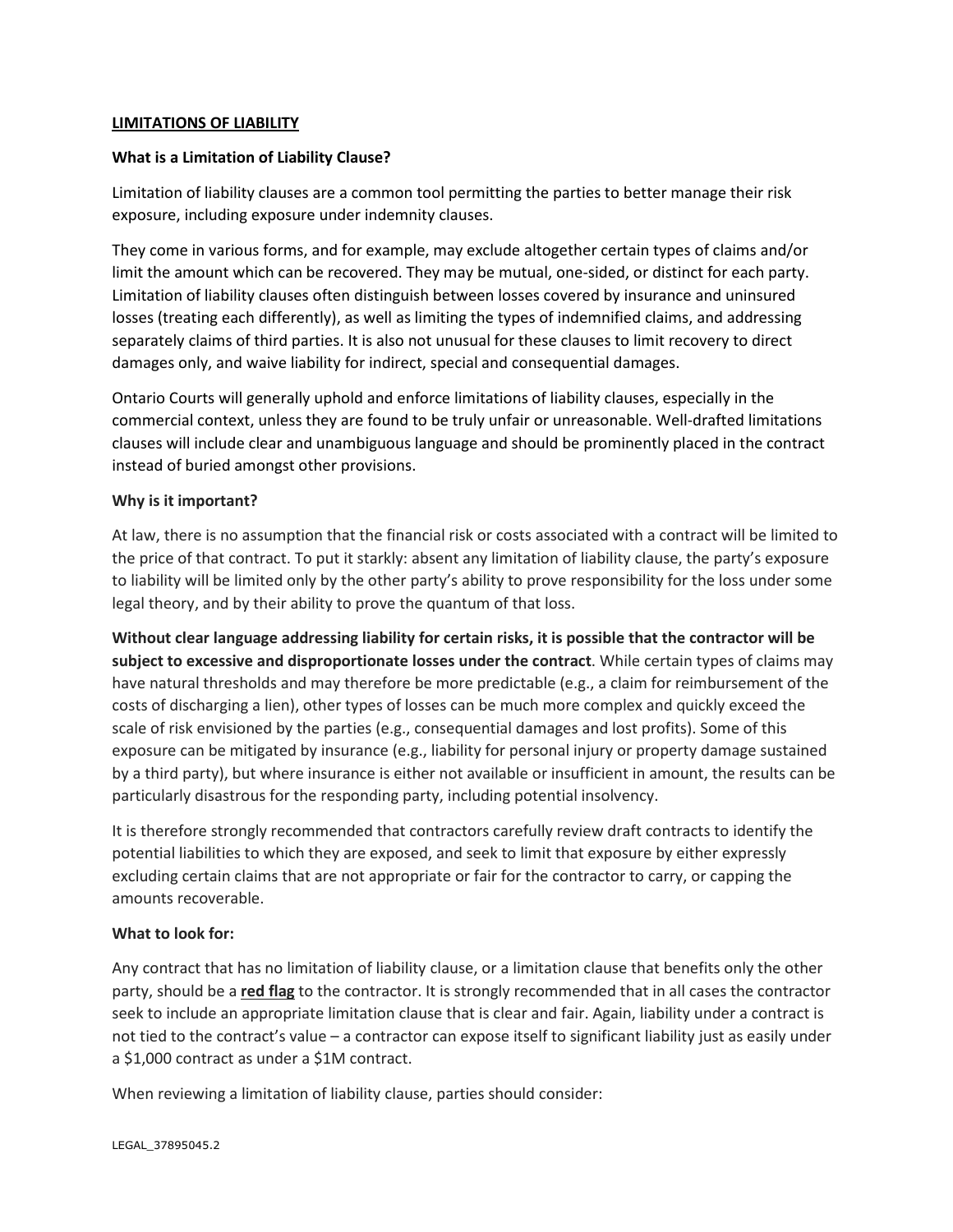**LIMITATIONS OF LIABILITY**

**What is a Limitation of Liability Clause?**

Limitation of liability clauses are a common tool permitting the parties to better manage their risk exposure, including exposure under indemnity clauses.

They come in various forms, and for example, may exclude altogether certain types of claims and/or limit the amount which can be recovered. They may be mutual, one-sided, or distinct for each party. Limitation of liability clauses often distinguish between losses covered by insurance and uninsured losses (treating each differently), as well as limiting the types of indemnified claims, and addressing separately claims of third parties. It is also not unusual for these clauses to limit recovery to direct damages only, and waive liability for indirect, special and consequential damages.

Ontario Courts will generally uphold and enforce limitations of liability clauses, especially in the commercial context, unless they are found to be truly unfair or unreasonable. Well-drafted limitations clauses will include clear and unambiguous language and should be prominently placed in the contract instead of buried amongst other provisions.

**Why is it important?**

At law, there is no assumption that the financial risk or costs associated with a contract will be limited to the price of that contract. To put it starkly: absent any limitation of liability clause, the party's exposure to liability will be limited only by the other party's ability to prove responsibility for the loss under some legal theory, and by their ability to prove the quantum of that loss.

**Without clear language addressing liability for certain risks, it is possible that the contractor will be subject to excessive and disproportionate losses under the contract**. While certain types of claims may have natural thresholds and may therefore be more predictable (e.g., a claim for reimbursement of the costs of discharging a lien), other types of losses can be much more complex and quickly exceed the scale of risk envisioned by the parties (e.g., consequential damages and lost profits). Some of this exposure can be mitigated by insurance (e.g., liability for personal injury or property damage sustained by a third party), but where insurance is either not available or insufficient in amount, the results can be particularly disastrous for the responding party, including potential insolvency.

It is therefore strongly recommended that contractors carefully review draft contracts to identify the potential liabilities to which they are exposed, and seek to limit that exposure by either expressly excluding certain claims that are not appropriate or fair for the contractor to carry, or capping the amounts recoverable.

**What to look for:**

Any contract that has no limitation of liability clause, or a limitation clause that benefits only the other party, should be a **red flag** to the contractor. It is strongly recommended that in all cases the contractor seek to include an appropriate limitation clause that is clear and fair. Again, liability under a contract is not tied to the contract's value – a contractor can expose itself to significant liability just as easily under a $1,000 contract as under a $1M contract.

When reviewing a limitation of liability clause, parties should consider: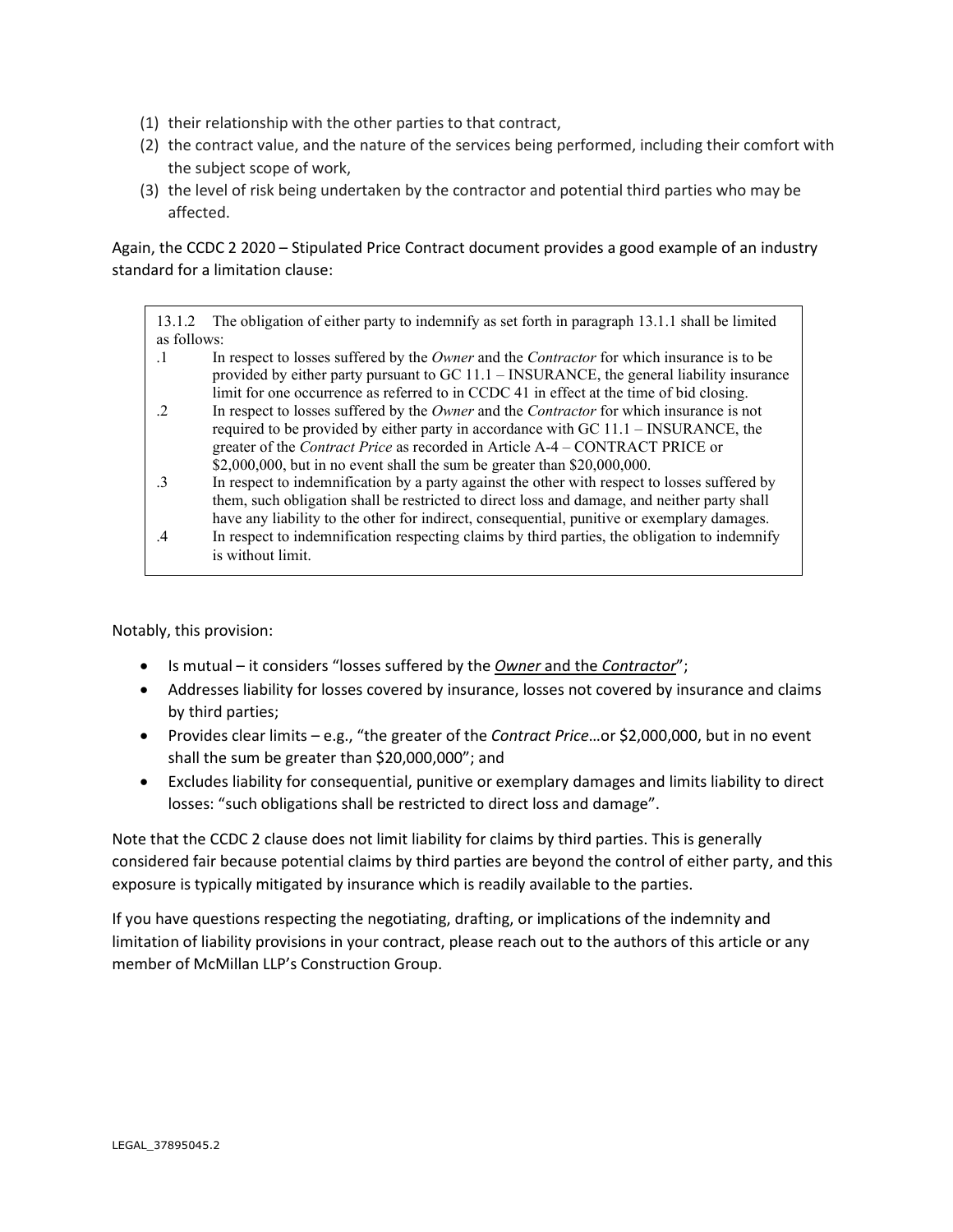(1) their relationship with the other parties to that contract,
(2) the contract value, and the nature of the services being performed, including their comfort with the subject scope of work,
(3) the level of risk being undertaken by the contractor and potential third parties who may be affected.

Again, the CCDC 2 2020 – Stipulated Price Contract document provides a good example of an industry standard for a limitation clause:

> 13.1.2 The obligation of either party to indemnify as set forth in paragraph 13.1.1 shall be limited as follows:
>
> .1 In respect to losses suffered by the *Owner* and the *Contractor* for which insurance is to be provided by either party pursuant to GC 11.1 – INSURANCE, the general liability insurance limit for one occurrence as referred to in CCDC 41 in effect at the time of bid closing.
>
> .2 In respect to losses suffered by the *Owner* and the *Contractor* for which insurance is not required to be provided by either party in accordance with GC 11.1 – INSURANCE, the greater of the *Contract Price* as recorded in Article A-4 – CONTRACT PRICE or \$2,000,000, but in no event shall the sum be greater than \$20,000,000.
>
> .3 In respect to indemnification by a party against the other with respect to losses suffered by them, such obligation shall be restricted to direct loss and damage, and neither party shall have any liability to the other for indirect, consequential, punitive or exemplary damages.
>
> .4 In respect to indemnification respecting claims by third parties, the obligation to indemnify is without limit.

Notably, this provision:

- Is mutual – it considers "losses suffered by the ***Owner*** **and the** ***Contractor***";
- Addresses liability for losses covered by insurance, losses not covered by insurance and claims by third parties;
- Provides clear limits – e.g., "the greater of the *Contract Price*…or \$2,000,000, but in no event shall the sum be greater than \$20,000,000"; and
- Excludes liability for consequential, punitive or exemplary damages and limits liability to direct losses: "such obligations shall be restricted to direct loss and damage".

Note that the CCDC 2 clause does not limit liability for claims by third parties. This is generally considered fair because potential claims by third parties are beyond the control of either party, and this exposure is typically mitigated by insurance which is readily available to the parties.

If you have questions respecting the negotiating, drafting, or implications of the indemnity and limitation of liability provisions in your contract, please reach out to the authors of this article or any member of McMillan LLP's Construction Group.

LEGAL_37895045.2